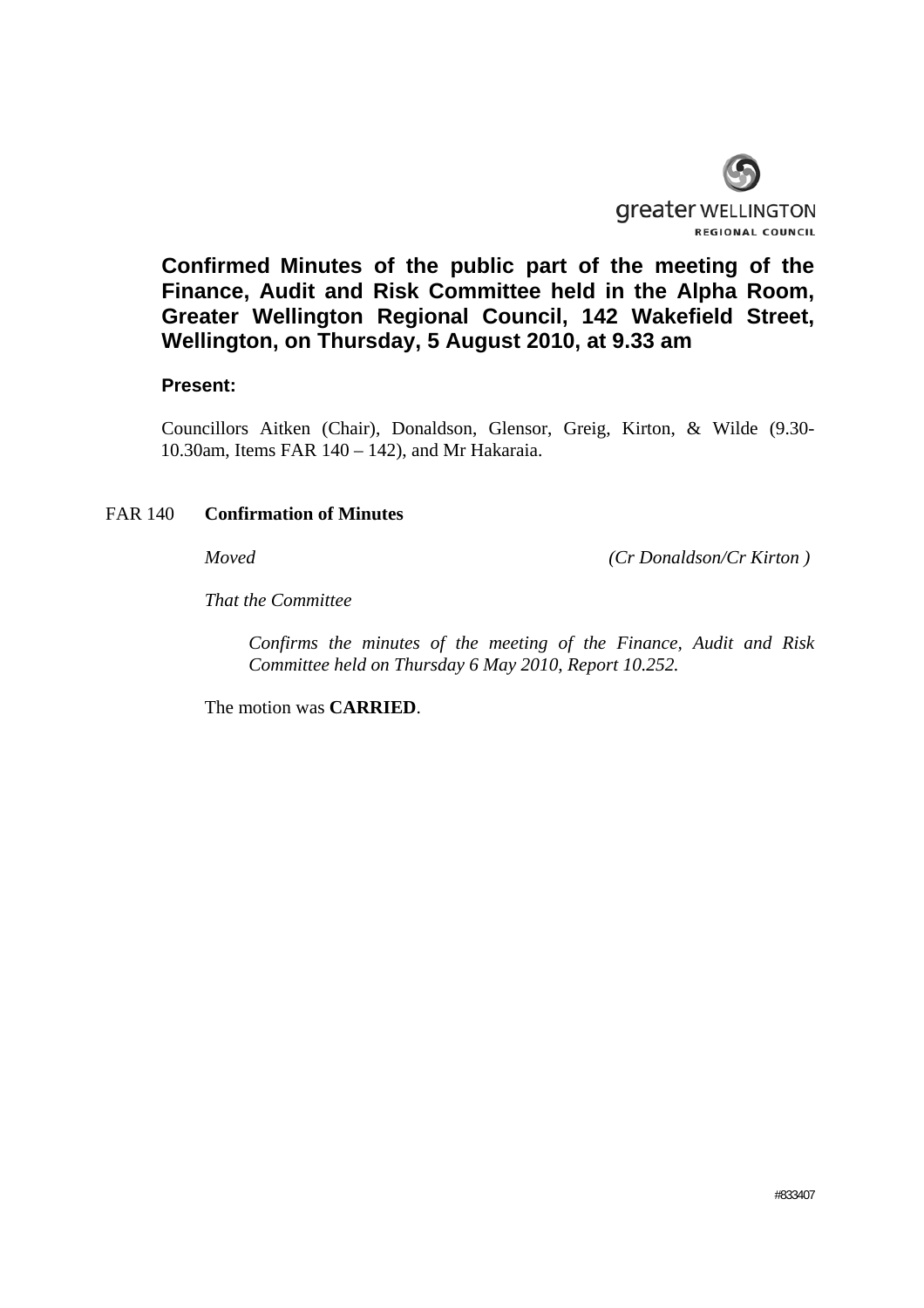greater WELLINGTON
REGIONAL COUNCIL

# Confirmed Minutes of the public part of the meeting of the Finance, Audit and Risk Committee held in the Alpha Room, Greater Wellington Regional Council, 142 Wakefield Street, Wellington, on Thursday, 5 August 2010, at 9.33 am

**Present:**

Councillors Aitken (Chair), Donaldson, Glensor, Greig, Kirton, & Wilde (9.30-10.30am, Items FAR 140 – 142), and Mr Hakaraia.

FAR 140 **Confirmation of Minutes**

*Moved* *(Cr Donaldson/Cr Kirton )*

*That the Committee*

*Confirms the minutes of the meeting of the Finance, Audit and Risk Committee held on Thursday 6 May 2010, Report 10.252.*

The motion was **CARRIED**.

#833407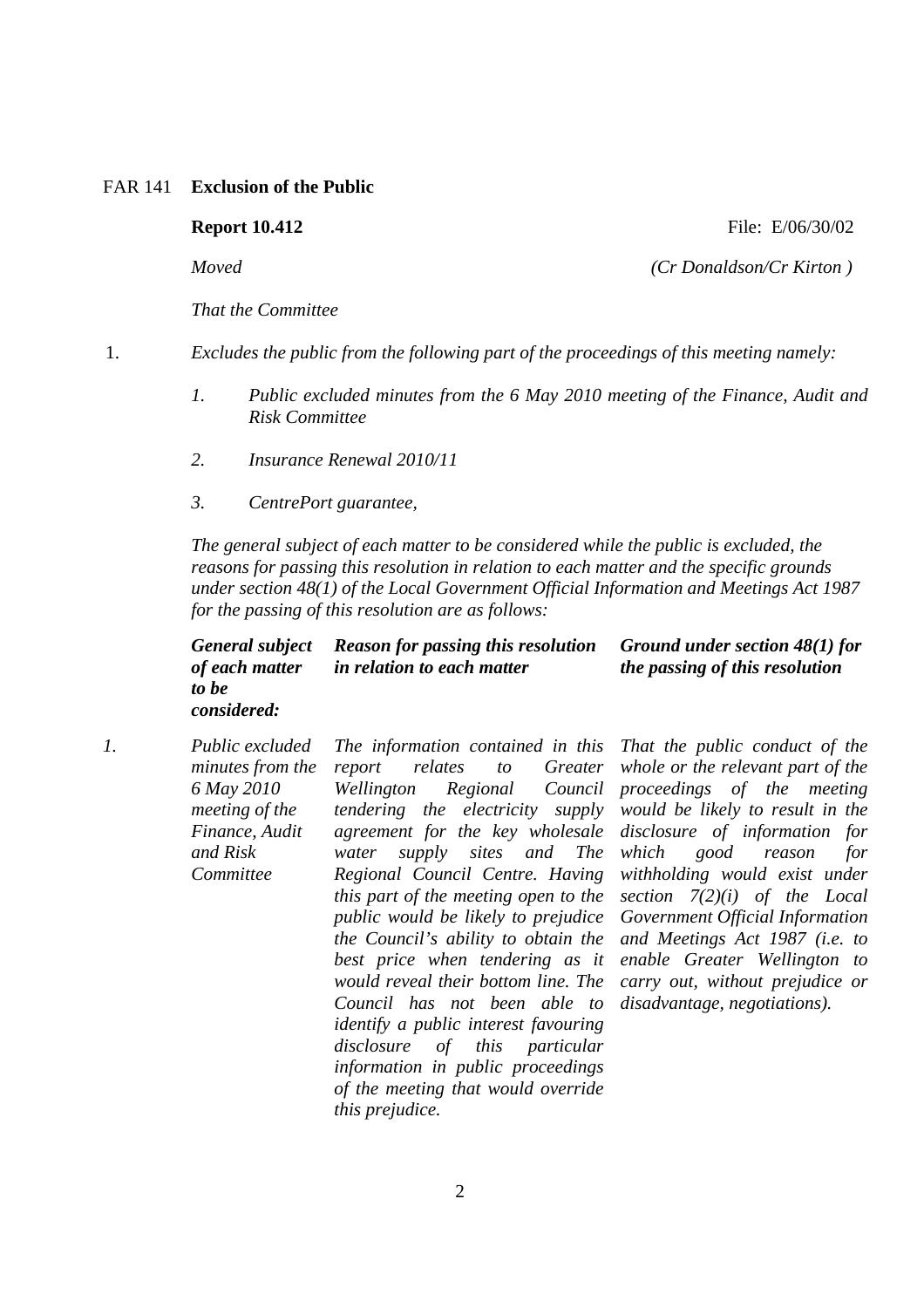FAR 141 **Exclusion of the Public**

**Report 10.412** File: E/06/30/02

*Moved* *(Cr Donaldson/Cr Kirton )*

*That the Committee*

1. *Excludes the public from the following part of the proceedings of this meeting namely:*

   1. *Public excluded minutes from the 6 May 2010 meeting of the Finance, Audit and Risk Committee*
   2. *Insurance Renewal 2010/11*
   3. *CentrePort guarantee,*

*The general subject of each matter to be considered while the public is excluded, the reasons for passing this resolution in relation to each matter and the specific grounds under section 48(1) of the Local Government Official Information and Meetings Act 1987 for the passing of this resolution are as follows:*

| | ***General subject of each matter to be considered:*** | ***Reason for passing this resolution in relation to each matter*** | ***Ground under section 48(1) for the passing of this resolution*** |
|---|---|---|---|
| *1.* | *Public excluded minutes from the 6 May 2010 meeting of the Finance, Audit and Risk Committee* | *The information contained in this report relates to Greater Wellington Regional Council tendering the electricity supply agreement for the key wholesale water supply sites and The Regional Council Centre. Having this part of the meeting open to the public would be likely to prejudice the Council's ability to obtain the best price when tendering as it would reveal their bottom line. The Council has not been able to identify a public interest favouring disclosure of this particular information in public proceedings of the meeting that would override this prejudice.* | *That the public conduct of the whole or the relevant part of the proceedings of the meeting would be likely to result in the disclosure of information for which good reason for withholding would exist under section 7(2)(i) of the Local Government Official Information and Meetings Act 1987 (i.e. to enable Greater Wellington to carry out, without prejudice or disadvantage, negotiations).* |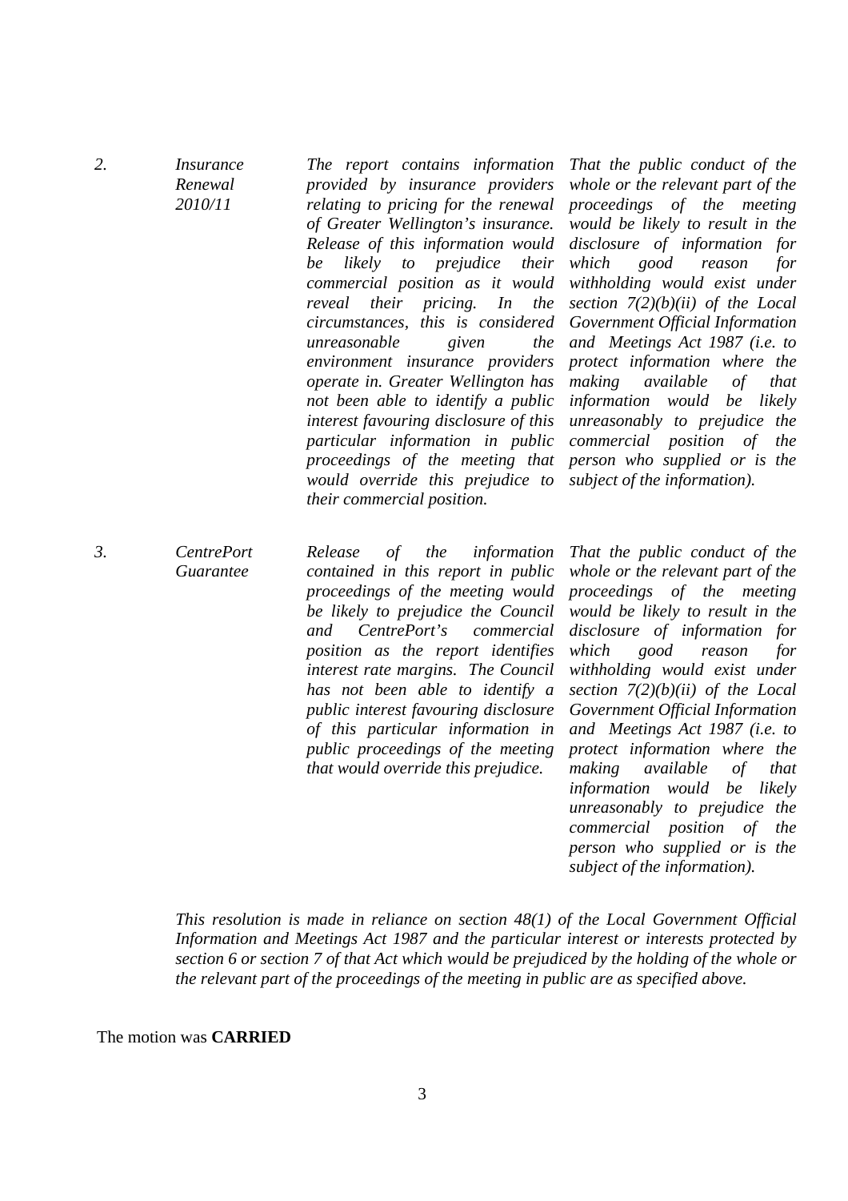| | | | |
|---|---|---|---|
| *2.* | *Insurance Renewal 2010/11* | *The report contains information provided by insurance providers relating to pricing for the renewal of Greater Wellington's insurance. Release of this information would be likely to prejudice their commercial position as it would reveal their pricing. In the circumstances, this is considered unreasonable given the environment insurance providers operate in. Greater Wellington has not been able to identify a public interest favouring disclosure of this particular information in public proceedings of the meeting that would override this prejudice to their commercial position.* | *That the public conduct of the whole or the relevant part of the proceedings of the meeting would be likely to result in the disclosure of information for which good reason for withholding would exist under section 7(2)(b)(ii) of the Local Government Official Information and Meetings Act 1987 (i.e. to protect information where the making available of that information would be likely unreasonably to prejudice the commercial position of the person who supplied or is the subject of the information).* |
| *3.* | *CentrePort Guarantee* | *Release of the information contained in this report in public proceedings of the meeting would be likely to prejudice the Council and CentrePort's commercial position as the report identifies interest rate margins. The Council has not been able to identify a public interest favouring disclosure of this particular information in public proceedings of the meeting that would override this prejudice.* | *That the public conduct of the whole or the relevant part of the proceedings of the meeting would be likely to result in the disclosure of information for which good reason for withholding would exist under section 7(2)(b)(ii) of the Local Government Official Information and Meetings Act 1987 (i.e. to protect information where the making available of that information would be likely unreasonably to prejudice the commercial position of the person who supplied or is the subject of the information).* |

*This resolution is made in reliance on section 48(1) of the Local Government Official Information and Meetings Act 1987 and the particular interest or interests protected by section 6 or section 7 of that Act which would be prejudiced by the holding of the whole or the relevant part of the proceedings of the meeting in public are as specified above.*

The motion was **CARRIED**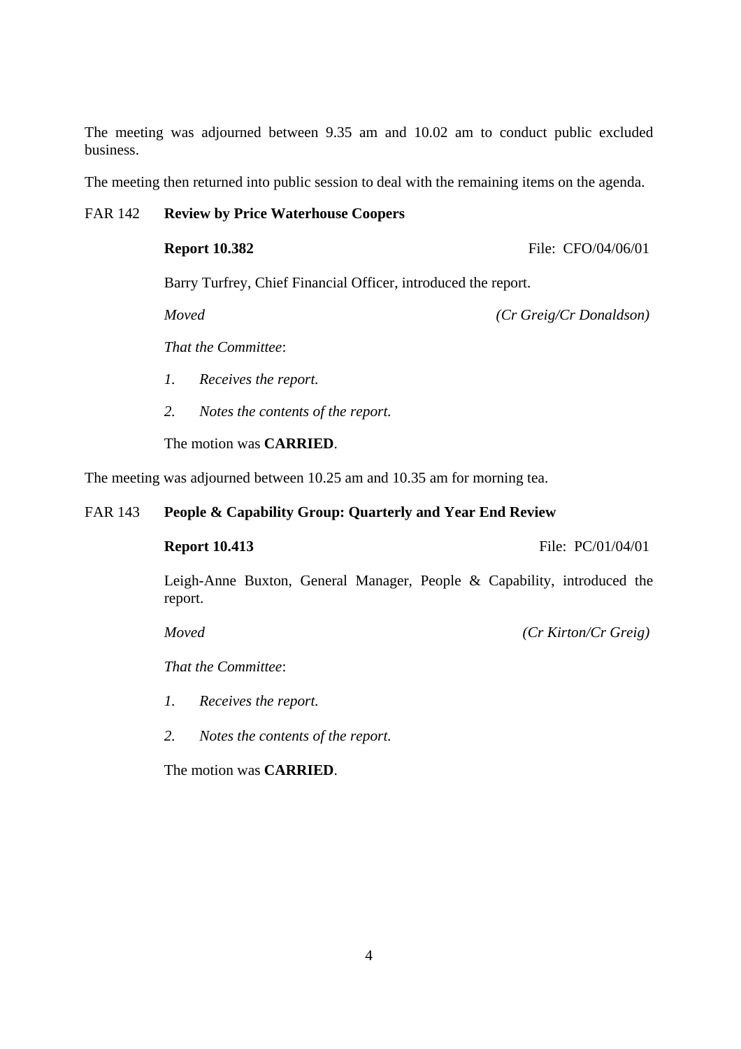The meeting was adjourned between 9.35 am and 10.02 am to conduct public excluded business.

The meeting then returned into public session to deal with the remaining items on the agenda.

FAR 142 **Review by Price Waterhouse Coopers**

**Report 10.382** File: CFO/04/06/01

Barry Turfrey, Chief Financial Officer, introduced the report.

*Moved* *(Cr Greig/Cr Donaldson)*

*That the Committee*:

1. *Receives the report.*
2. *Notes the contents of the report.*

The motion was **CARRIED**.

The meeting was adjourned between 10.25 am and 10.35 am for morning tea.

FAR 143 **People & Capability Group: Quarterly and Year End Review**

**Report 10.413** File: PC/01/04/01

Leigh-Anne Buxton, General Manager, People & Capability, introduced the report.

*Moved* *(Cr Kirton/Cr Greig)*

*That the Committee*:

1. *Receives the report.*
2. *Notes the contents of the report.*

The motion was **CARRIED**.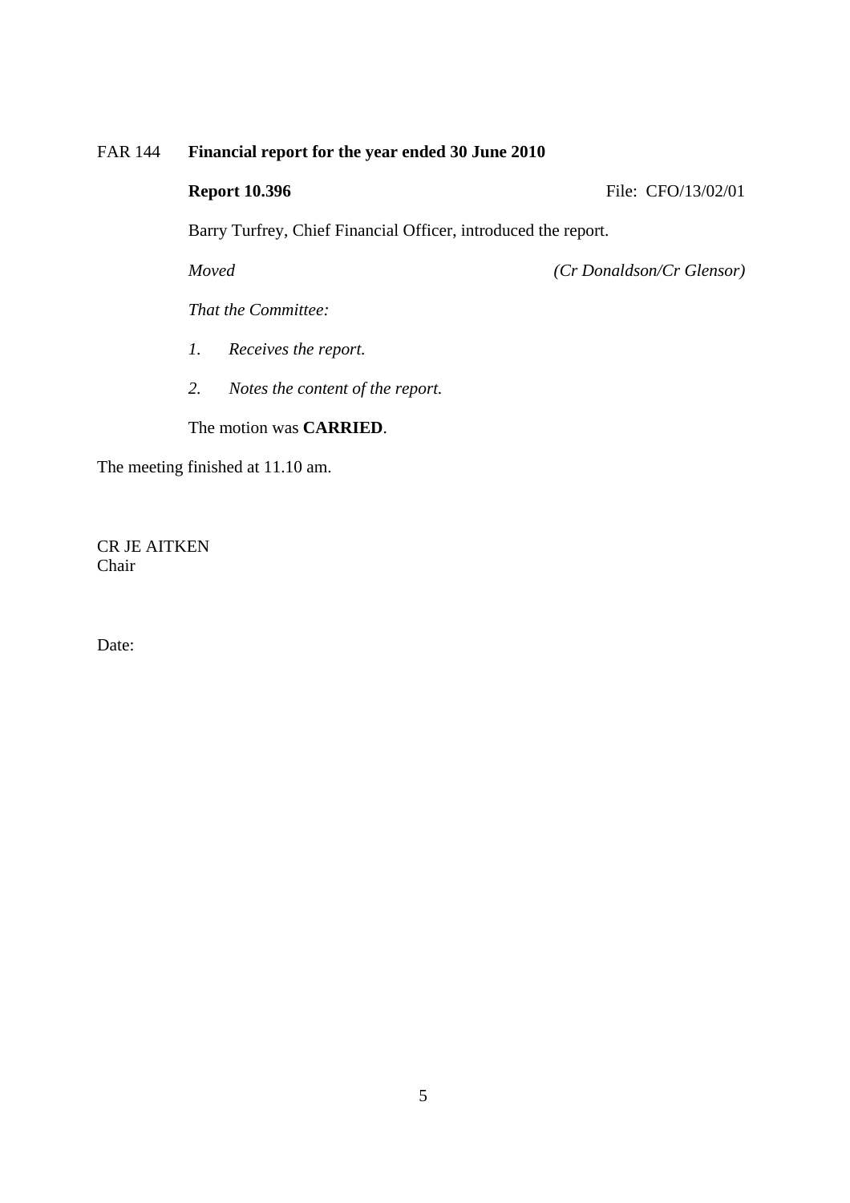FAR 144 **Financial report for the year ended 30 June 2010**

**Report 10.396** File: CFO/13/02/01

Barry Turfrey, Chief Financial Officer, introduced the report.

*Moved* *(Cr Donaldson/Cr Glensor)*

*That the Committee:*

1. *Receives the report.*

2. *Notes the content of the report.*

The motion was **CARRIED**.

The meeting finished at 11.10 am.

CR JE AITKEN
Chair

Date: